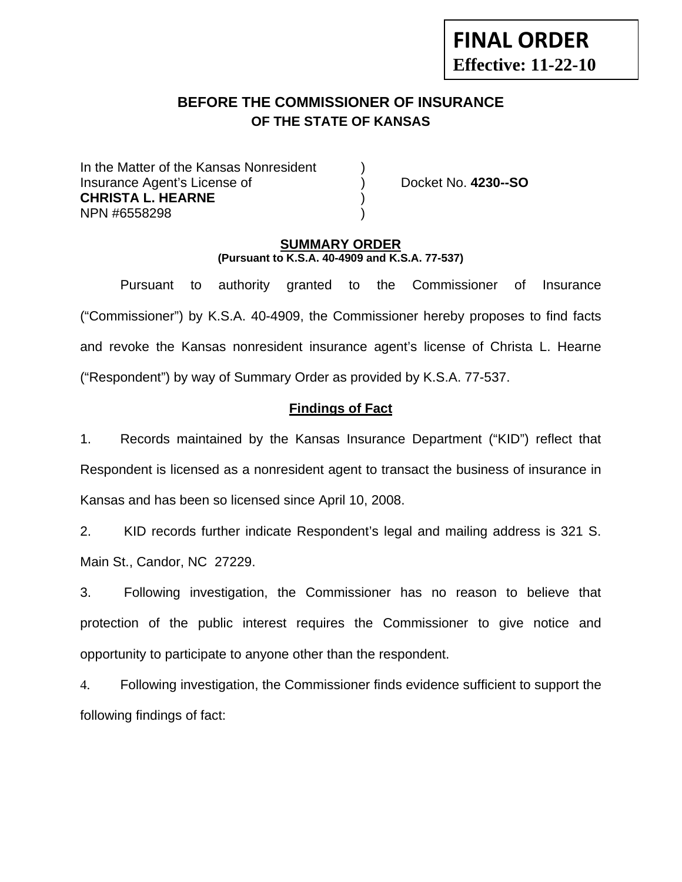**FINAL ORDER**
**Effective: 11-22-10**

# BEFORE THE COMMISSIONER OF INSURANCE
## OF THE STATE OF KANSAS

| | | |
|---|---|---|
| In the Matter of the Kansas Nonresident | ) | |
| Insurance Agent's License of | ) | Docket No. **4230--SO** |
| **CHRISTA L. HEARNE** | ) | |
| NPN #6558298 | ) | |

**SUMMARY ORDER**
**(Pursuant to K.S.A. 40-4909 and K.S.A. 77-537)**

Pursuant to authority granted to the Commissioner of Insurance ("Commissioner") by K.S.A. 40-4909, the Commissioner hereby proposes to find facts and revoke the Kansas nonresident insurance agent's license of Christa L. Hearne ("Respondent") by way of Summary Order as provided by K.S.A. 77-537.

**Findings of Fact**

1. Records maintained by the Kansas Insurance Department ("KID") reflect that Respondent is licensed as a nonresident agent to transact the business of insurance in Kansas and has been so licensed since April 10, 2008.

2. KID records further indicate Respondent's legal and mailing address is 321 S. Main St., Candor, NC 27229.

3. Following investigation, the Commissioner has no reason to believe that protection of the public interest requires the Commissioner to give notice and opportunity to participate to anyone other than the respondent.

4. Following investigation, the Commissioner finds evidence sufficient to support the following findings of fact: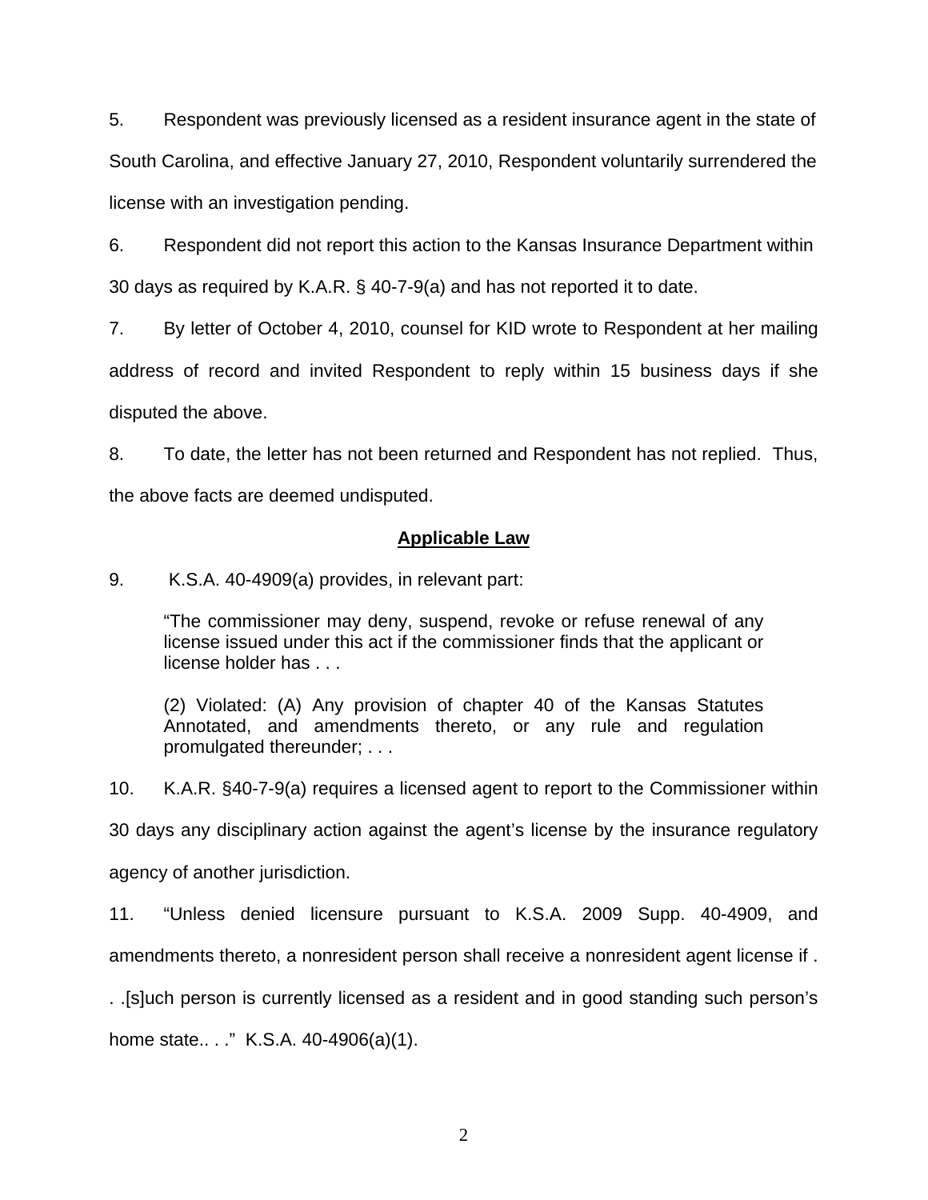5. Respondent was previously licensed as a resident insurance agent in the state of South Carolina, and effective January 27, 2010, Respondent voluntarily surrendered the license with an investigation pending.

6. Respondent did not report this action to the Kansas Insurance Department within 30 days as required by K.A.R. § 40-7-9(a) and has not reported it to date.

7. By letter of October 4, 2010, counsel for KID wrote to Respondent at her mailing address of record and invited Respondent to reply within 15 business days if she disputed the above.

8. To date, the letter has not been returned and Respondent has not replied. Thus, the above facts are deemed undisputed.

## Applicable Law

9. K.S.A. 40-4909(a) provides, in relevant part:

> "The commissioner may deny, suspend, revoke or refuse renewal of any license issued under this act if the commissioner finds that the applicant or license holder has . . .
>
> (2) Violated: (A) Any provision of chapter 40 of the Kansas Statutes Annotated, and amendments thereto, or any rule and regulation promulgated thereunder; . . .

10. K.A.R. §40-7-9(a) requires a licensed agent to report to the Commissioner within 30 days any disciplinary action against the agent's license by the insurance regulatory agency of another jurisdiction.

11. "Unless denied licensure pursuant to K.S.A. 2009 Supp. 40-4909, and amendments thereto, a nonresident person shall receive a nonresident agent license if . . .[s]uch person is currently licensed as a resident and in good standing such person's home state.. . ." K.S.A. 40-4906(a)(1).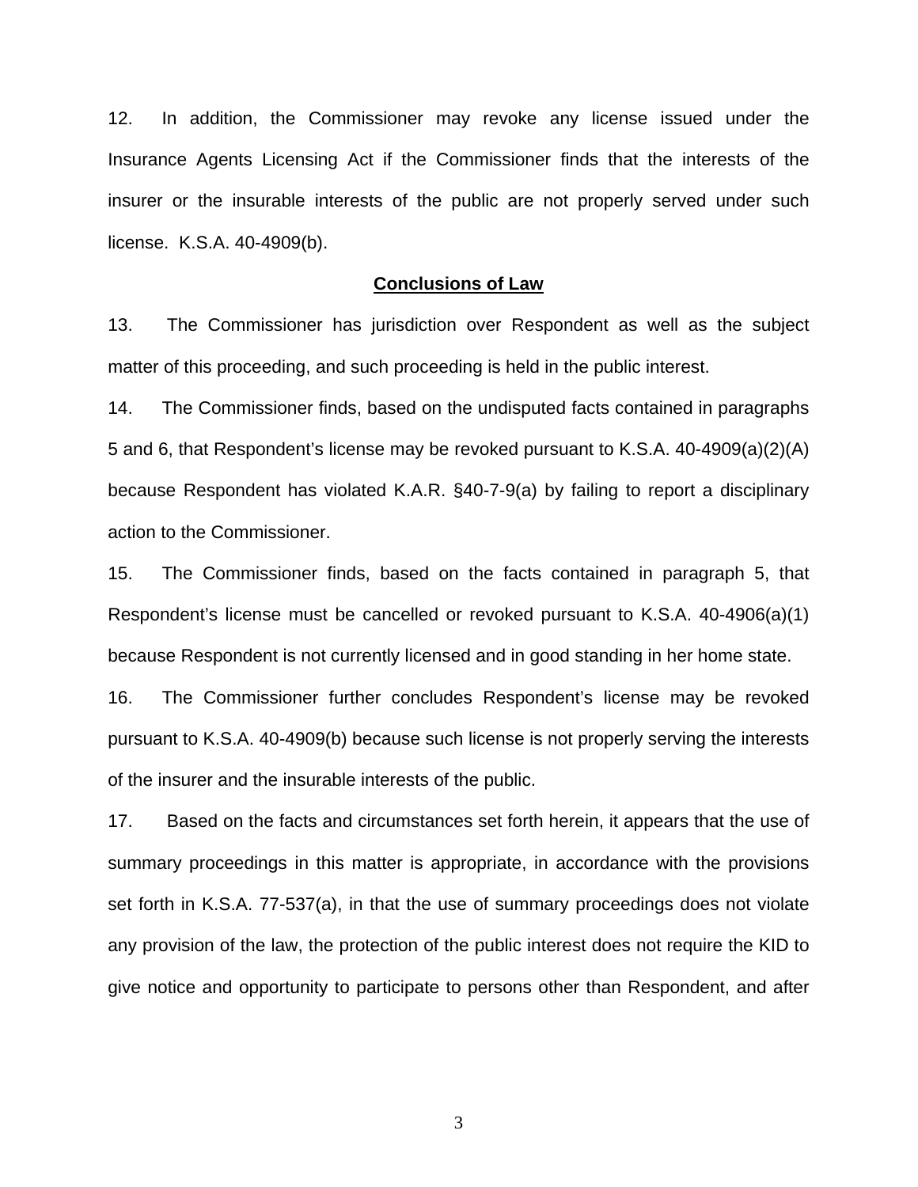12. In addition, the Commissioner may revoke any license issued under the Insurance Agents Licensing Act if the Commissioner finds that the interests of the insurer or the insurable interests of the public are not properly served under such license. K.S.A. 40-4909(b).

## **Conclusions of Law**

13. The Commissioner has jurisdiction over Respondent as well as the subject matter of this proceeding, and such proceeding is held in the public interest.

14. The Commissioner finds, based on the undisputed facts contained in paragraphs 5 and 6, that Respondent's license may be revoked pursuant to K.S.A. 40-4909(a)(2)(A) because Respondent has violated K.A.R. §40-7-9(a) by failing to report a disciplinary action to the Commissioner.

15. The Commissioner finds, based on the facts contained in paragraph 5, that Respondent's license must be cancelled or revoked pursuant to K.S.A. 40-4906(a)(1) because Respondent is not currently licensed and in good standing in her home state.

16. The Commissioner further concludes Respondent's license may be revoked pursuant to K.S.A. 40-4909(b) because such license is not properly serving the interests of the insurer and the insurable interests of the public.

17. Based on the facts and circumstances set forth herein, it appears that the use of summary proceedings in this matter is appropriate, in accordance with the provisions set forth in K.S.A. 77-537(a), in that the use of summary proceedings does not violate any provision of the law, the protection of the public interest does not require the KID to give notice and opportunity to participate to persons other than Respondent, and after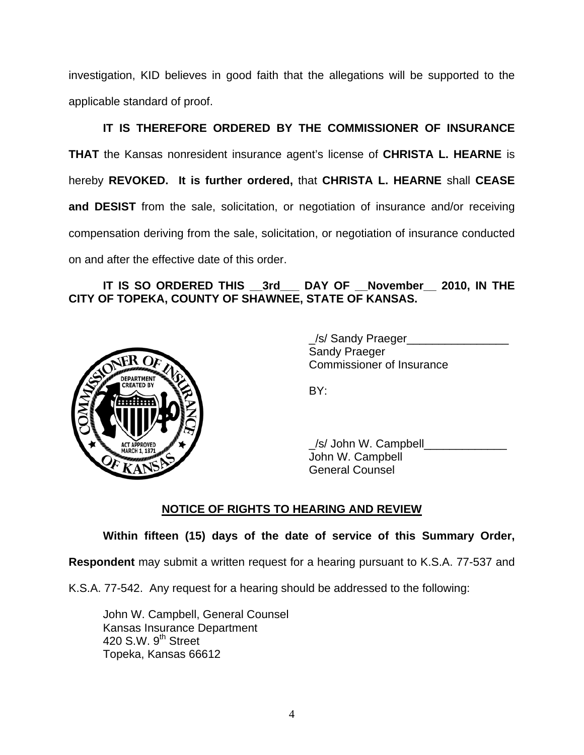investigation, KID believes in good faith that the allegations will be supported to the applicable standard of proof.

**IT IS THEREFORE ORDERED BY THE COMMISSIONER OF INSURANCE THAT** the Kansas nonresident insurance agent's license of **CHRISTA L. HEARNE** is hereby **REVOKED. It is further ordered,** that **CHRISTA L. HEARNE** shall **CEASE and DESIST** from the sale, solicitation, or negotiation of insurance and/or receiving compensation deriving from the sale, solicitation, or negotiation of insurance conducted on and after the effective date of this order.

**IT IS SO ORDERED THIS __3rd___ DAY OF __November__ 2010, IN THE CITY OF TOPEKA, COUNTY OF SHAWNEE, STATE OF KANSAS.**

_/s/ Sandy Praeger________________
Sandy Praeger
Commissioner of Insurance

BY:

_/s/ John W. Campbell_____________
John W. Campbell
General Counsel

**NOTICE OF RIGHTS TO HEARING AND REVIEW**

**Within fifteen (15) days of the date of service of this Summary Order, Respondent** may submit a written request for a hearing pursuant to K.S.A. 77-537 and K.S.A. 77-542. Any request for a hearing should be addressed to the following:

John W. Campbell, General Counsel
Kansas Insurance Department
420 S.W. 9th Street
Topeka, Kansas 66612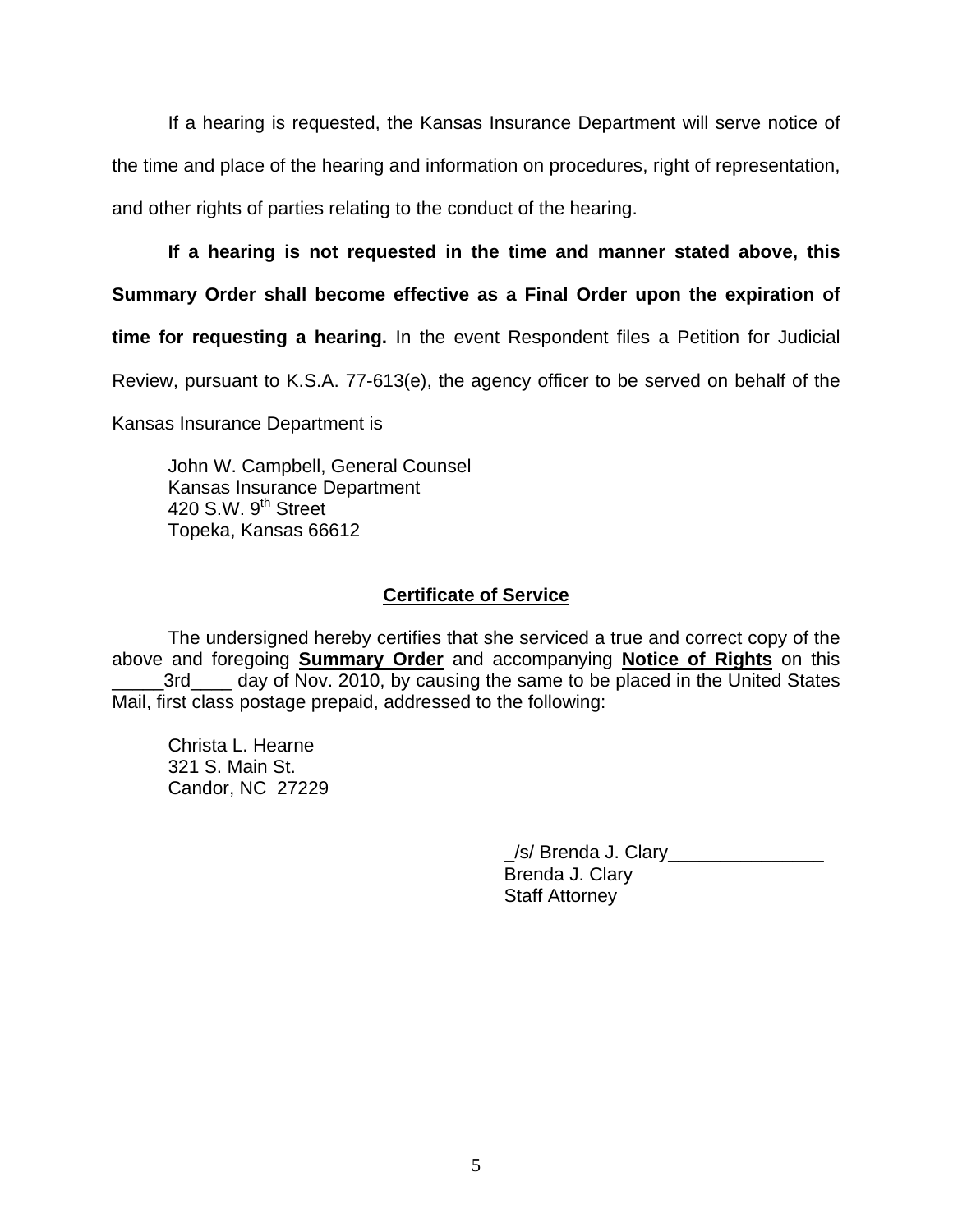If a hearing is requested, the Kansas Insurance Department will serve notice of the time and place of the hearing and information on procedures, right of representation, and other rights of parties relating to the conduct of the hearing.

**If a hearing is not requested in the time and manner stated above, this Summary Order shall become effective as a Final Order upon the expiration of time for requesting a hearing.** In the event Respondent files a Petition for Judicial Review, pursuant to K.S.A. 77-613(e), the agency officer to be served on behalf of the Kansas Insurance Department is

John W. Campbell, General Counsel  
Kansas Insurance Department  
420 S.W. 9th Street  
Topeka, Kansas 66612

## Certificate of Service

The undersigned hereby certifies that she serviced a true and correct copy of the above and foregoing **Summary Order** and accompanying **Notice of Rights** on this _____3rd____ day of Nov. 2010, by causing the same to be placed in the United States Mail, first class postage prepaid, addressed to the following:

Christa L. Hearne  
321 S. Main St.  
Candor, NC 27229

_/s/ Brenda J. Clary_______________  
Brenda J. Clary  
Staff Attorney